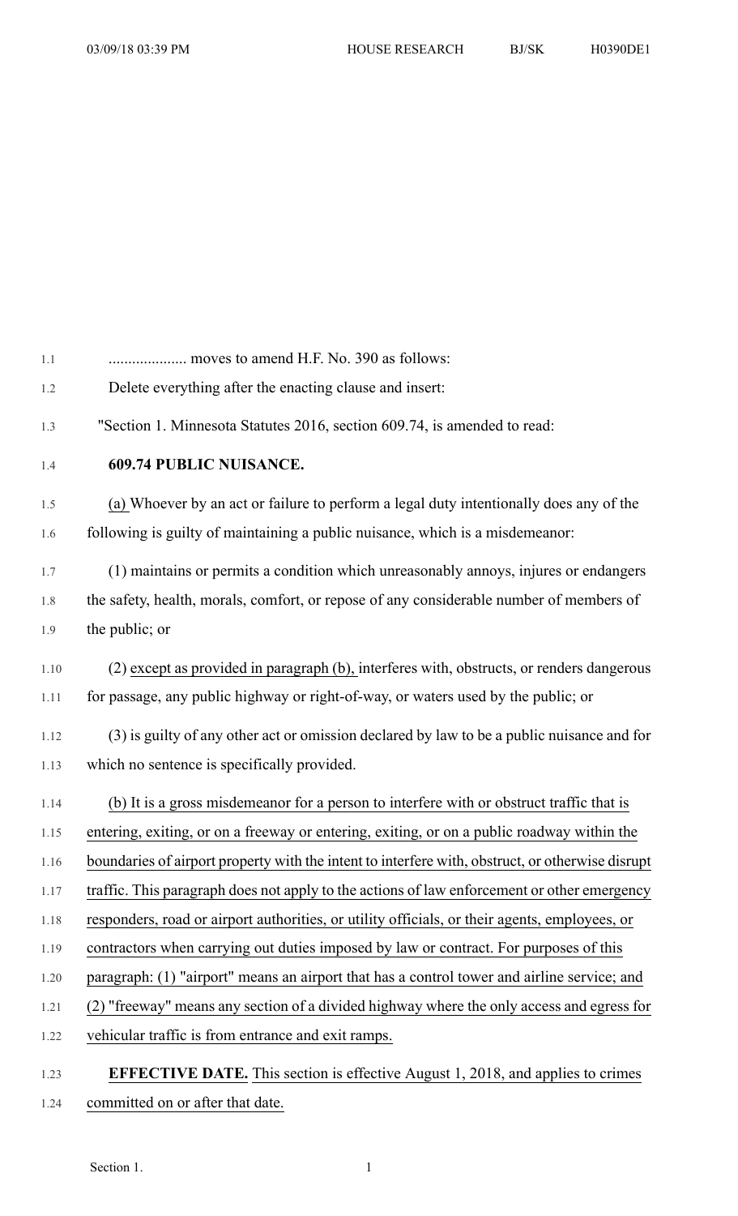.................... moves to amend H.F. No. 390 as follows:

Delete everything after the enacting clause and insert:

"Section 1. Minnesota Statutes 2016, section 609.74, is amended to read:

**609.74 PUBLIC NUISANCE.**

(a) Whoever by an act or failure to perform a legal duty intentionally does any of the following is guilty of maintaining a public nuisance, which is a misdemeanor:

(1) maintains or permits a condition which unreasonably annoys, injures or endangers the safety, health, morals, comfort, or repose of any considerable number of members of the public; or

(2) except as provided in paragraph (b), interferes with, obstructs, or renders dangerous for passage, any public highway or right-of-way, or waters used by the public; or

(3) is guilty of any other act or omission declared by law to be a public nuisance and for which no sentence is specifically provided.

(b) It is a gross misdemeanor for a person to interfere with or obstruct traffic that is entering, exiting, or on a freeway or entering, exiting, or on a public roadway within the boundaries of airport property with the intent to interfere with, obstruct, or otherwise disrupt traffic. This paragraph does not apply to the actions of law enforcement or other emergency responders, road or airport authorities, or utility officials, or their agents, employees, or contractors when carrying out duties imposed by law or contract. For purposes of this paragraph: (1) "airport" means an airport that has a control tower and airline service; and (2) "freeway" means any section of a divided highway where the only access and egress for vehicular traffic is from entrance and exit ramps.

**EFFECTIVE DATE.** This section is effective August 1, 2018, and applies to crimes committed on or after that date.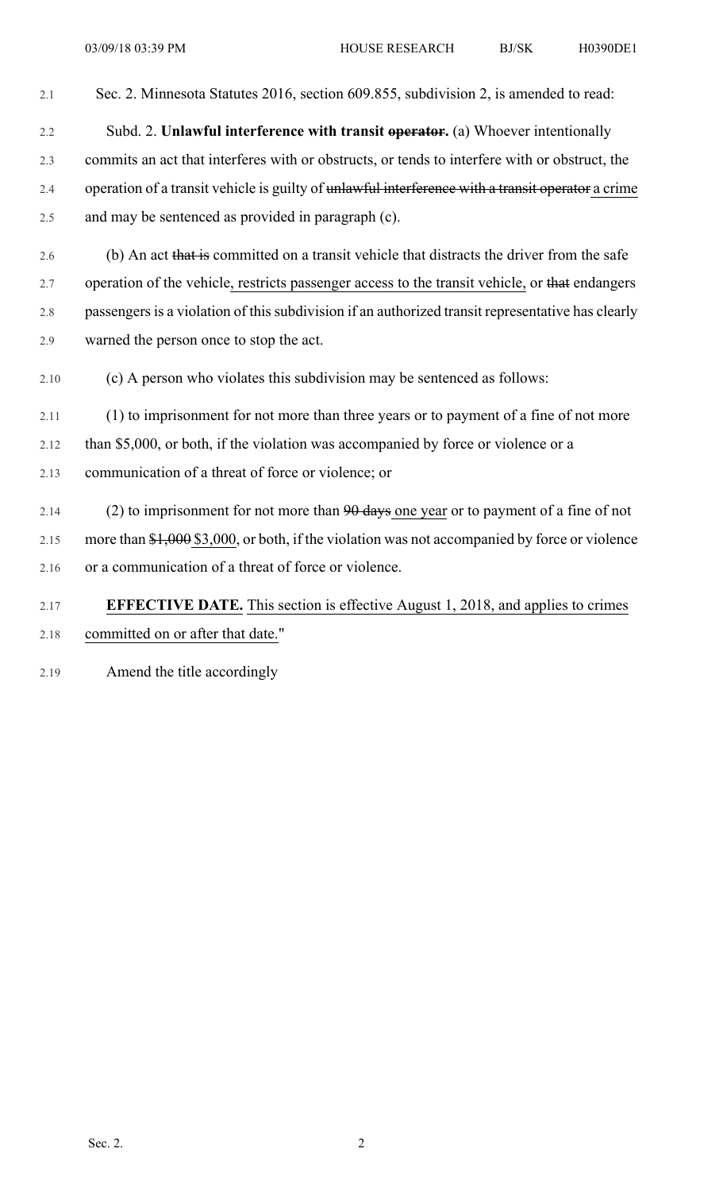Sec. 2. Minnesota Statutes 2016, section 609.855, subdivision 2, is amended to read:

Subd. 2. **Unlawful interference with transit ~~operator~~.** (a) Whoever intentionally commits an act that interferes with or obstructs, or tends to interfere with or obstruct, the operation of a transit vehicle is guilty of ~~unlawful interference with a transit operator~~ a crime and may be sentenced as provided in paragraph (c).

(b) An act ~~that is~~ committed on a transit vehicle that distracts the driver from the safe operation of the vehicle, restricts passenger access to the transit vehicle, or ~~that~~ endangers passengers is a violation of this subdivision if an authorized transit representative has clearly warned the person once to stop the act.

(c) A person who violates this subdivision may be sentenced as follows:

(1) to imprisonment for not more than three years or to payment of a fine of not more than $5,000, or both, if the violation was accompanied by force or violence or a communication of a threat of force or violence; or

(2) to imprisonment for not more than ~~90 days~~ one year or to payment of a fine of not more than ~~$1,000~~ $3,000, or both, if the violation was not accompanied by force or violence or a communication of a threat of force or violence.

**EFFECTIVE DATE.** This section is effective August 1, 2018, and applies to crimes committed on or after that date."

Amend the title accordingly